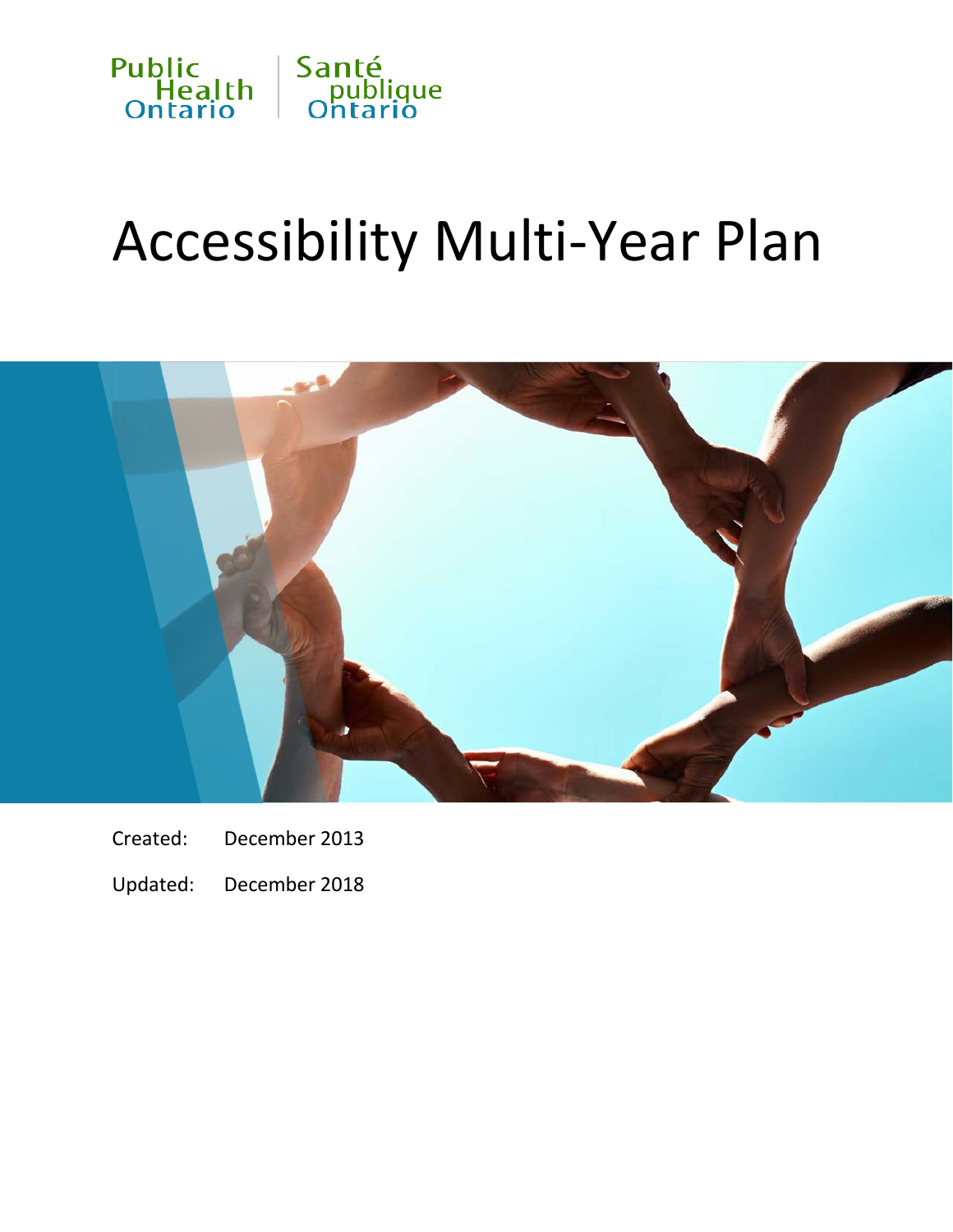Public Health Ontario | Santé publique Ontario

# Accessibility Multi-Year Plan

Created: December 2013

Updated: December 2018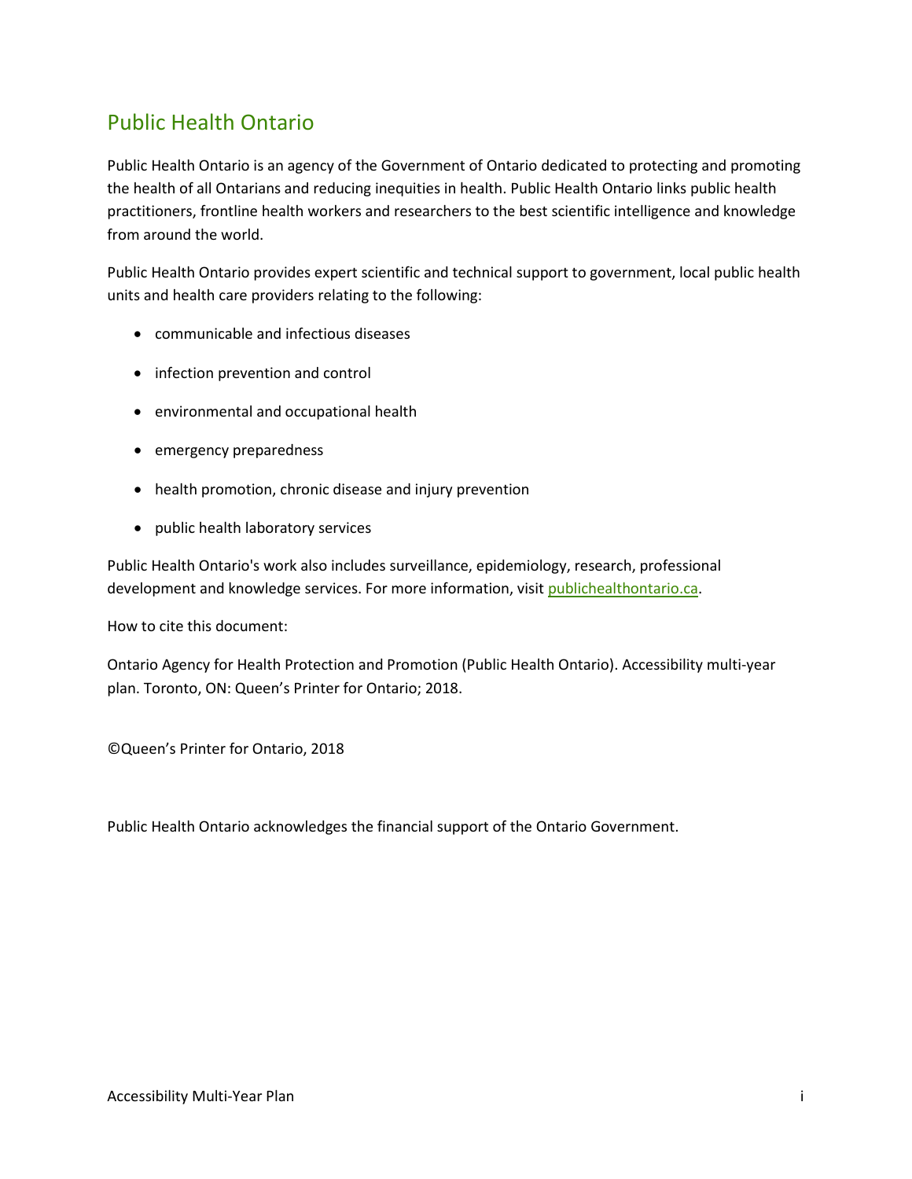# Public Health Ontario

Public Health Ontario is an agency of the Government of Ontario dedicated to protecting and promoting the health of all Ontarians and reducing inequities in health. Public Health Ontario links public health practitioners, frontline health workers and researchers to the best scientific intelligence and knowledge from around the world.

Public Health Ontario provides expert scientific and technical support to government, local public health units and health care providers relating to the following:

- communicable and infectious diseases
- infection prevention and control
- environmental and occupational health
- emergency preparedness
- health promotion, chronic disease and injury prevention
- public health laboratory services

Public Health Ontario's work also includes surveillance, epidemiology, research, professional development and knowledge services. For more information, visit publichealthontario.ca.

How to cite this document:

Ontario Agency for Health Protection and Promotion (Public Health Ontario). Accessibility multi-year plan. Toronto, ON: Queen's Printer for Ontario; 2018.

©Queen's Printer for Ontario, 2018

Public Health Ontario acknowledges the financial support of the Ontario Government.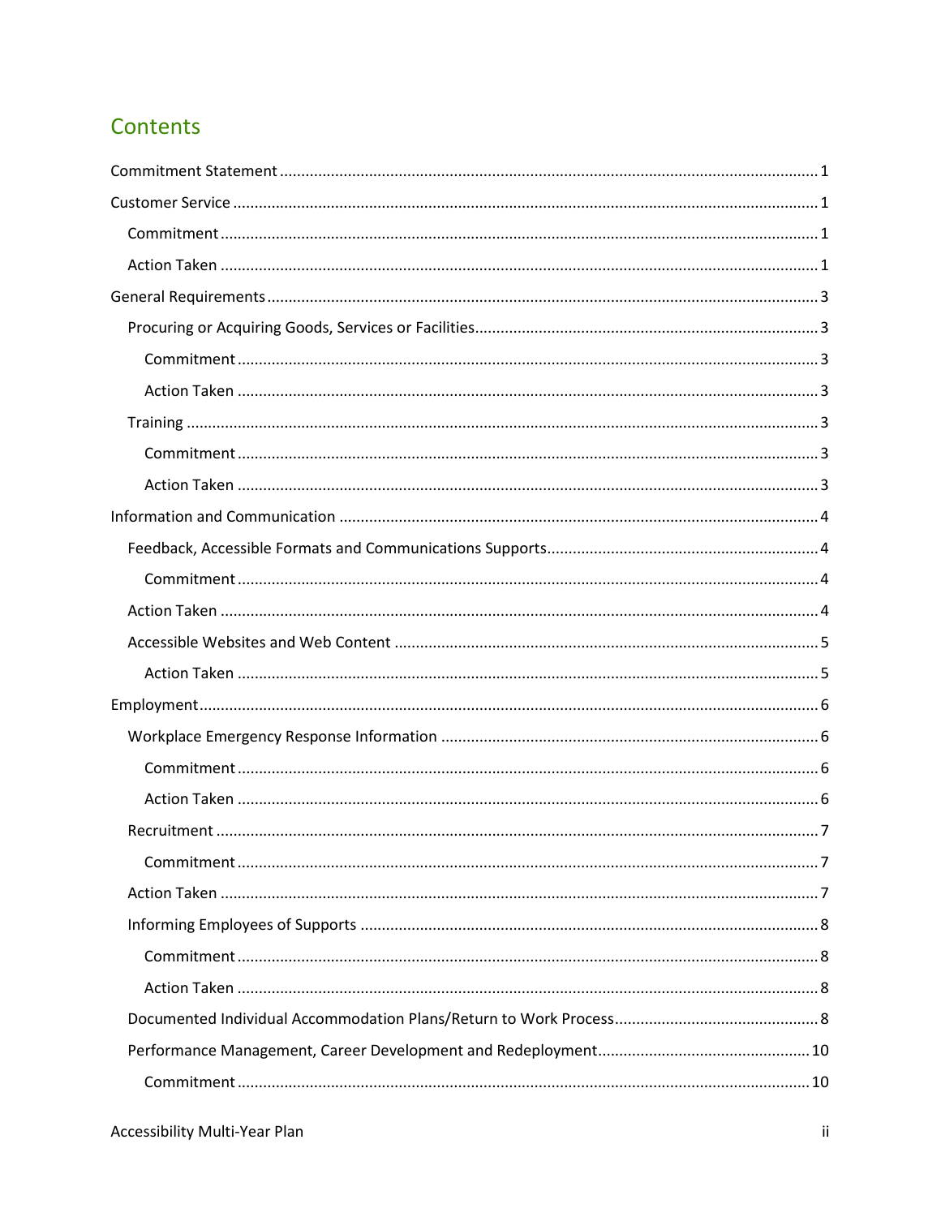## Contents

- Commitment Statement ..... 1
- Customer Service ..... 1
  - Commitment ..... 1
  - Action Taken ..... 1
- General Requirements ..... 3
  - Procuring or Acquiring Goods, Services or Facilities ..... 3
    - Commitment ..... 3
    - Action Taken ..... 3
  - Training ..... 3
    - Commitment ..... 3
    - Action Taken ..... 3
- Information and Communication ..... 4
  - Feedback, Accessible Formats and Communications Supports ..... 4
    - Commitment ..... 4
  - Action Taken ..... 4
  - Accessible Websites and Web Content ..... 5
    - Action Taken ..... 5
- Employment ..... 6
  - Workplace Emergency Response Information ..... 6
    - Commitment ..... 6
    - Action Taken ..... 6
  - Recruitment ..... 7
    - Commitment ..... 7
  - Action Taken ..... 7
  - Informing Employees of Supports ..... 8
    - Commitment ..... 8
    - Action Taken ..... 8
  - Documented Individual Accommodation Plans/Return to Work Process ..... 8
  - Performance Management, Career Development and Redeployment ..... 10
    - Commitment ..... 10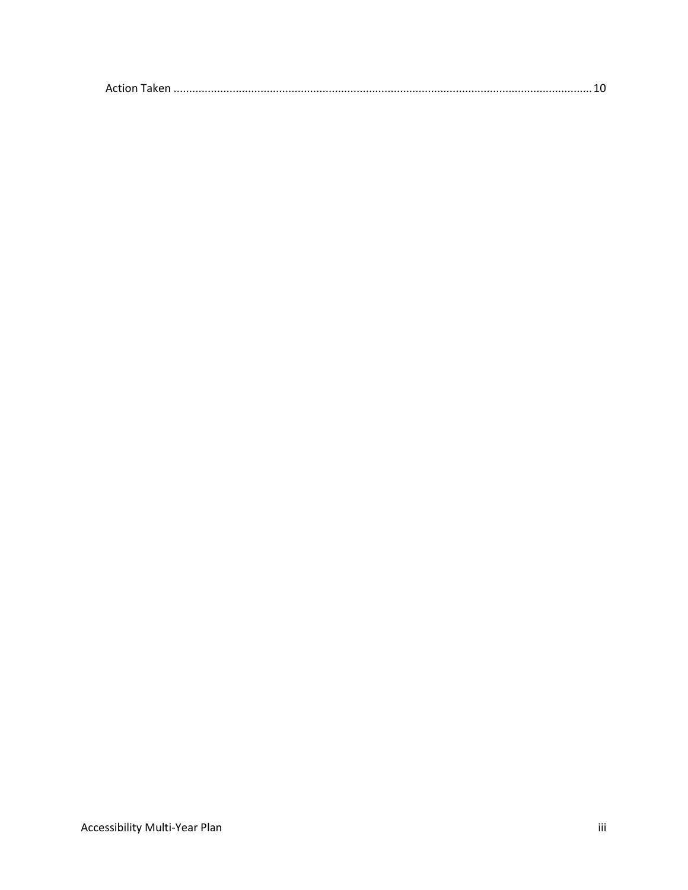Action Taken ........................................................................................................................................ 10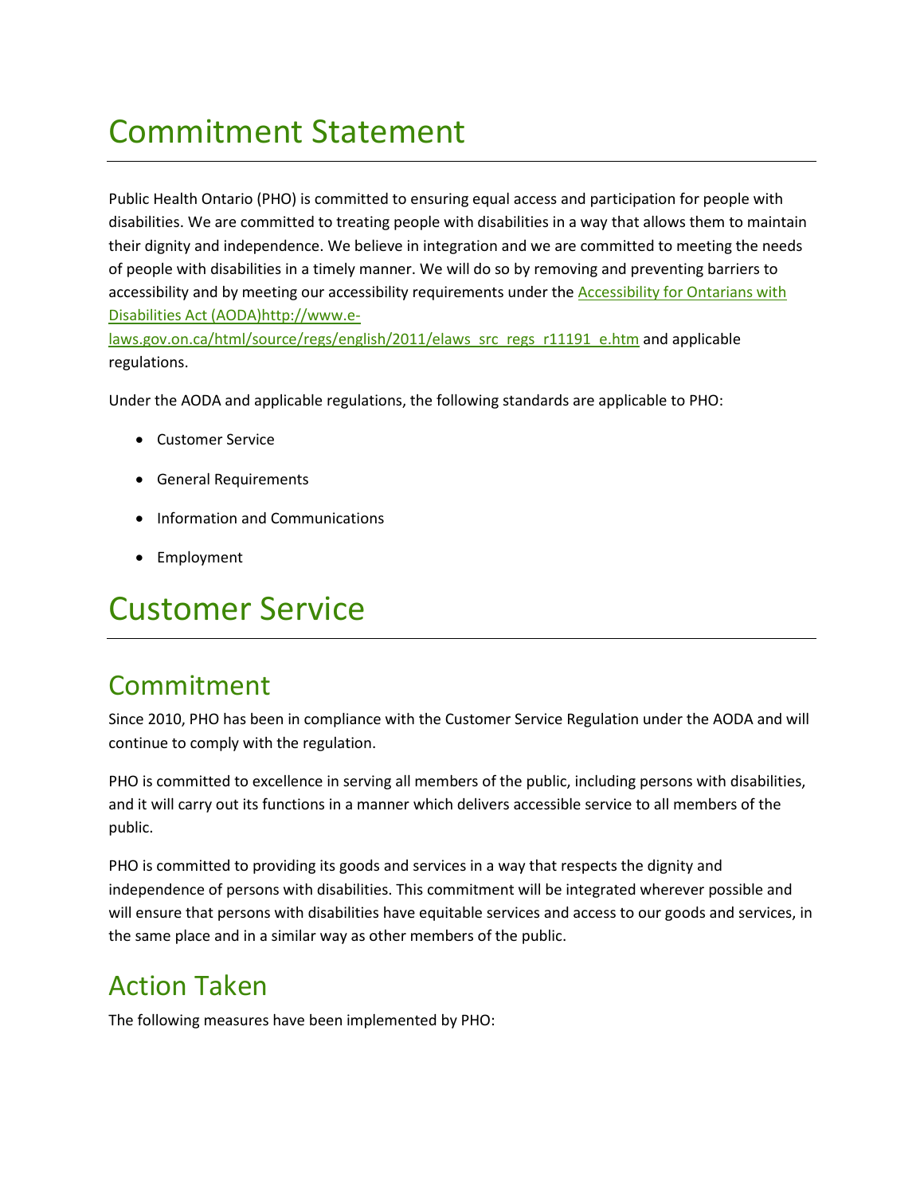# Commitment Statement

Public Health Ontario (PHO) is committed to ensuring equal access and participation for people with disabilities. We are committed to treating people with disabilities in a way that allows them to maintain their dignity and independence. We believe in integration and we are committed to meeting the needs of people with disabilities in a timely manner. We will do so by removing and preventing barriers to accessibility and by meeting our accessibility requirements under the [Accessibility for Ontarians with Disabilities Act (AODA)http://www.e-laws.gov.on.ca/html/source/regs/english/2011/elaws_src_regs_r11191_e.htm](http://www.e-laws.gov.on.ca/html/source/regs/english/2011/elaws_src_regs_r11191_e.htm) and applicable regulations.

Under the AODA and applicable regulations, the following standards are applicable to PHO:

- Customer Service
- General Requirements
- Information and Communications
- Employment

# Customer Service

## Commitment

Since 2010, PHO has been in compliance with the Customer Service Regulation under the AODA and will continue to comply with the regulation.

PHO is committed to excellence in serving all members of the public, including persons with disabilities, and it will carry out its functions in a manner which delivers accessible service to all members of the public.

PHO is committed to providing its goods and services in a way that respects the dignity and independence of persons with disabilities. This commitment will be integrated wherever possible and will ensure that persons with disabilities have equitable services and access to our goods and services, in the same place and in a similar way as other members of the public.

## Action Taken

The following measures have been implemented by PHO: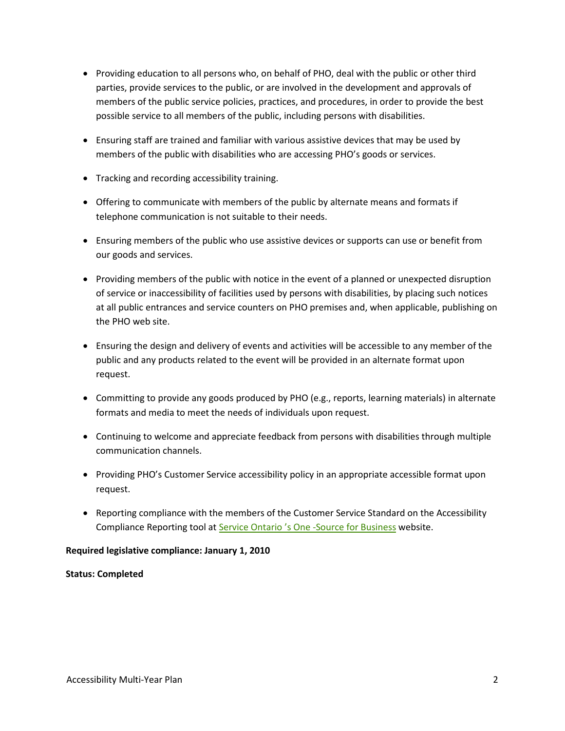- Providing education to all persons who, on behalf of PHO, deal with the public or other third parties, provide services to the public, or are involved in the development and approvals of members of the public service policies, practices, and procedures, in order to provide the best possible service to all members of the public, including persons with disabilities.
- Ensuring staff are trained and familiar with various assistive devices that may be used by members of the public with disabilities who are accessing PHO's goods or services.
- Tracking and recording accessibility training.
- Offering to communicate with members of the public by alternate means and formats if telephone communication is not suitable to their needs.
- Ensuring members of the public who use assistive devices or supports can use or benefit from our goods and services.
- Providing members of the public with notice in the event of a planned or unexpected disruption of service or inaccessibility of facilities used by persons with disabilities, by placing such notices at all public entrances and service counters on PHO premises and, when applicable, publishing on the PHO web site.
- Ensuring the design and delivery of events and activities will be accessible to any member of the public and any products related to the event will be provided in an alternate format upon request.
- Committing to provide any goods produced by PHO (e.g., reports, learning materials) in alternate formats and media to meet the needs of individuals upon request.
- Continuing to welcome and appreciate feedback from persons with disabilities through multiple communication channels.
- Providing PHO's Customer Service accessibility policy in an appropriate accessible format upon request.
- Reporting compliance with the members of the Customer Service Standard on the Accessibility Compliance Reporting tool at Service Ontario 's One -Source for Business website.

**Required legislative compliance: January 1, 2010**

**Status: Completed**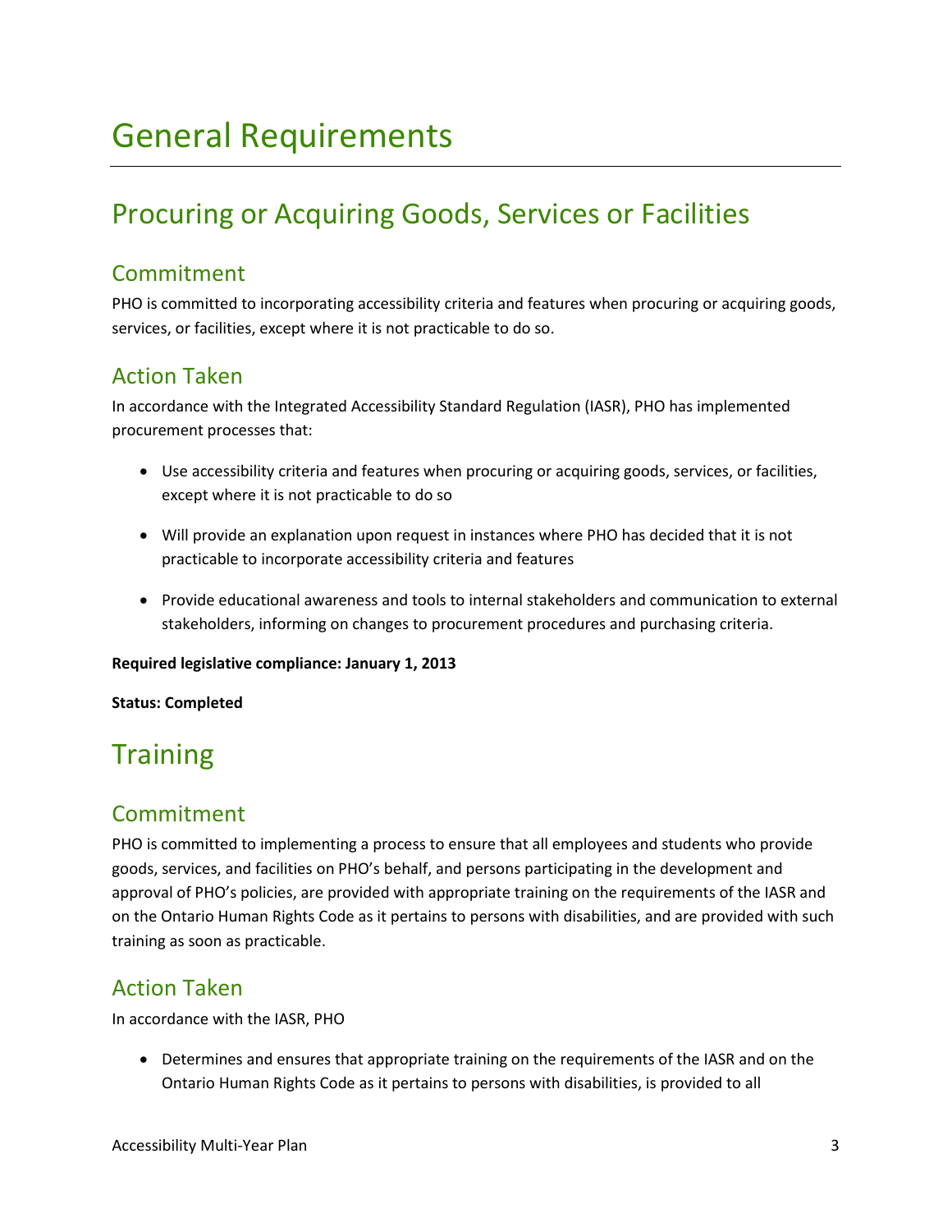# General Requirements

## Procuring or Acquiring Goods, Services or Facilities

### Commitment

PHO is committed to incorporating accessibility criteria and features when procuring or acquiring goods, services, or facilities, except where it is not practicable to do so.

### Action Taken

In accordance with the Integrated Accessibility Standard Regulation (IASR), PHO has implemented procurement processes that:

- Use accessibility criteria and features when procuring or acquiring goods, services, or facilities, except where it is not practicable to do so
- Will provide an explanation upon request in instances where PHO has decided that it is not practicable to incorporate accessibility criteria and features
- Provide educational awareness and tools to internal stakeholders and communication to external stakeholders, informing on changes to procurement procedures and purchasing criteria.

**Required legislative compliance: January 1, 2013**

**Status: Completed**

## Training

### Commitment

PHO is committed to implementing a process to ensure that all employees and students who provide goods, services, and facilities on PHO's behalf, and persons participating in the development and approval of PHO's policies, are provided with appropriate training on the requirements of the IASR and on the Ontario Human Rights Code as it pertains to persons with disabilities, and are provided with such training as soon as practicable.

### Action Taken

In accordance with the IASR, PHO

- Determines and ensures that appropriate training on the requirements of the IASR and on the Ontario Human Rights Code as it pertains to persons with disabilities, is provided to all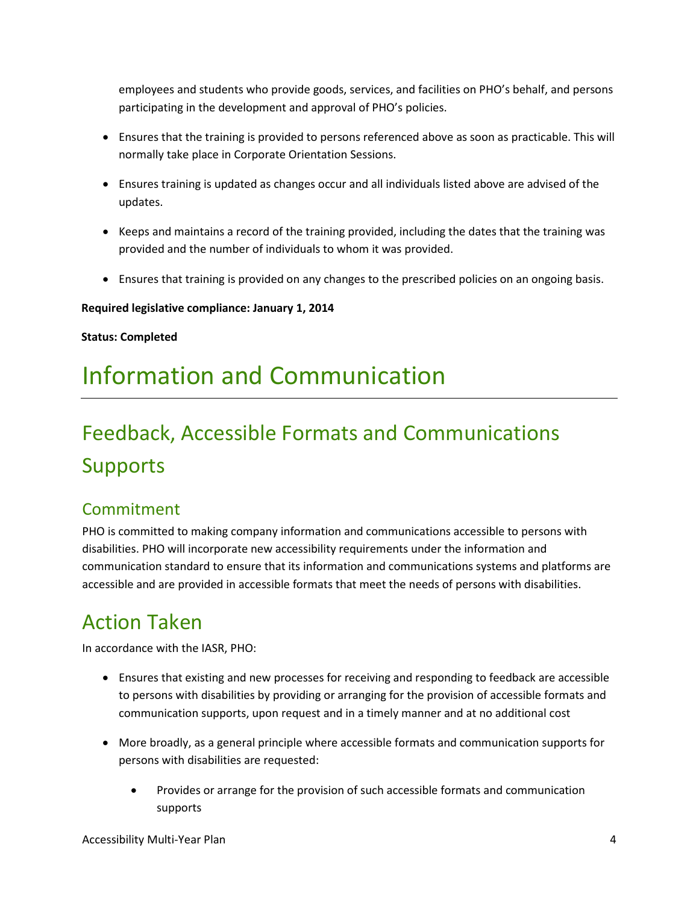employees and students who provide goods, services, and facilities on PHO's behalf, and persons participating in the development and approval of PHO's policies.

- Ensures that the training is provided to persons referenced above as soon as practicable. This will normally take place in Corporate Orientation Sessions.
- Ensures training is updated as changes occur and all individuals listed above are advised of the updates.
- Keeps and maintains a record of the training provided, including the dates that the training was provided and the number of individuals to whom it was provided.
- Ensures that training is provided on any changes to the prescribed policies on an ongoing basis.

**Required legislative compliance: January 1, 2014**

**Status: Completed**

# Information and Communication

## Feedback, Accessible Formats and Communications Supports

### Commitment

PHO is committed to making company information and communications accessible to persons with disabilities. PHO will incorporate new accessibility requirements under the information and communication standard to ensure that its information and communications systems and platforms are accessible and are provided in accessible formats that meet the needs of persons with disabilities.

## Action Taken

In accordance with the IASR, PHO:

- Ensures that existing and new processes for receiving and responding to feedback are accessible to persons with disabilities by providing or arranging for the provision of accessible formats and communication supports, upon request and in a timely manner and at no additional cost
- More broadly, as a general principle where accessible formats and communication supports for persons with disabilities are requested:
    - Provides or arrange for the provision of such accessible formats and communication supports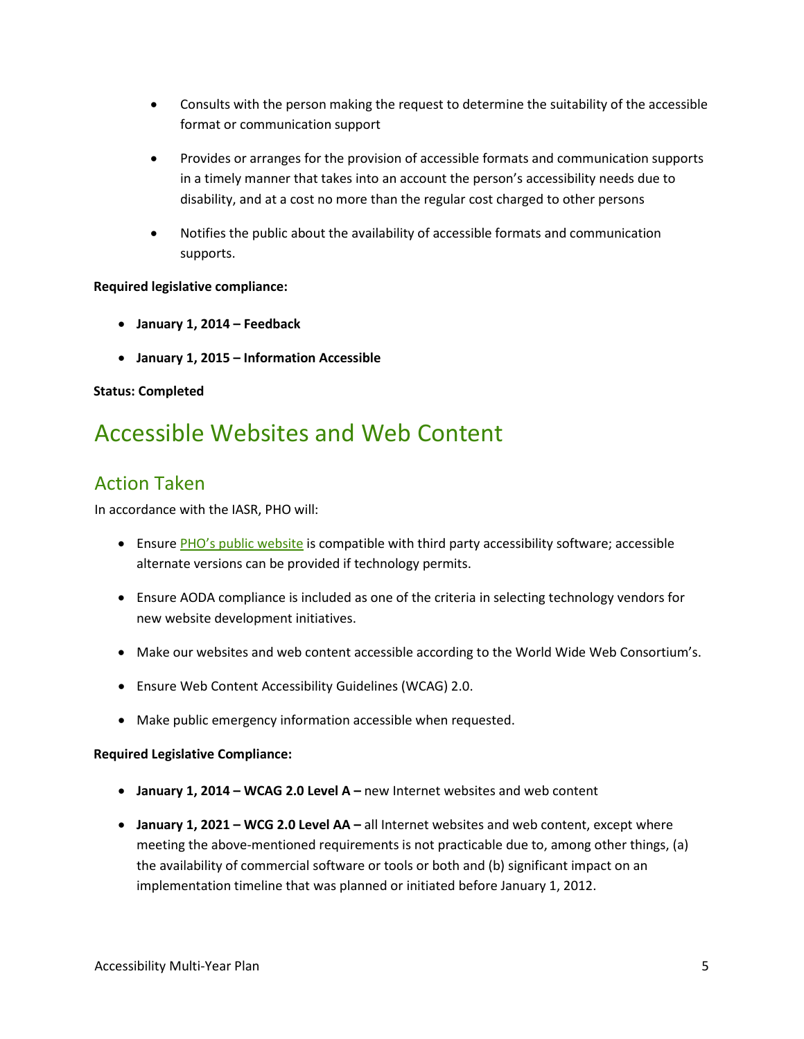- Consults with the person making the request to determine the suitability of the accessible format or communication support

- Provides or arranges for the provision of accessible formats and communication supports in a timely manner that takes into an account the person's accessibility needs due to disability, and at a cost no more than the regular cost charged to other persons

- Notifies the public about the availability of accessible formats and communication supports.

**Required legislative compliance:**

- **January 1, 2014 – Feedback**

- **January 1, 2015 – Information Accessible**

**Status: Completed**

# Accessible Websites and Web Content

## Action Taken

In accordance with the IASR, PHO will:

- Ensure PHO's public website is compatible with third party accessibility software; accessible alternate versions can be provided if technology permits.

- Ensure AODA compliance is included as one of the criteria in selecting technology vendors for new website development initiatives.

- Make our websites and web content accessible according to the World Wide Web Consortium's.

- Ensure Web Content Accessibility Guidelines (WCAG) 2.0.

- Make public emergency information accessible when requested.

**Required Legislative Compliance:**

- **January 1, 2014 – WCAG 2.0 Level A –** new Internet websites and web content

- **January 1, 2021 – WCG 2.0 Level AA –** all Internet websites and web content, except where meeting the above-mentioned requirements is not practicable due to, among other things, (a) the availability of commercial software or tools or both and (b) significant impact on an implementation timeline that was planned or initiated before January 1, 2012.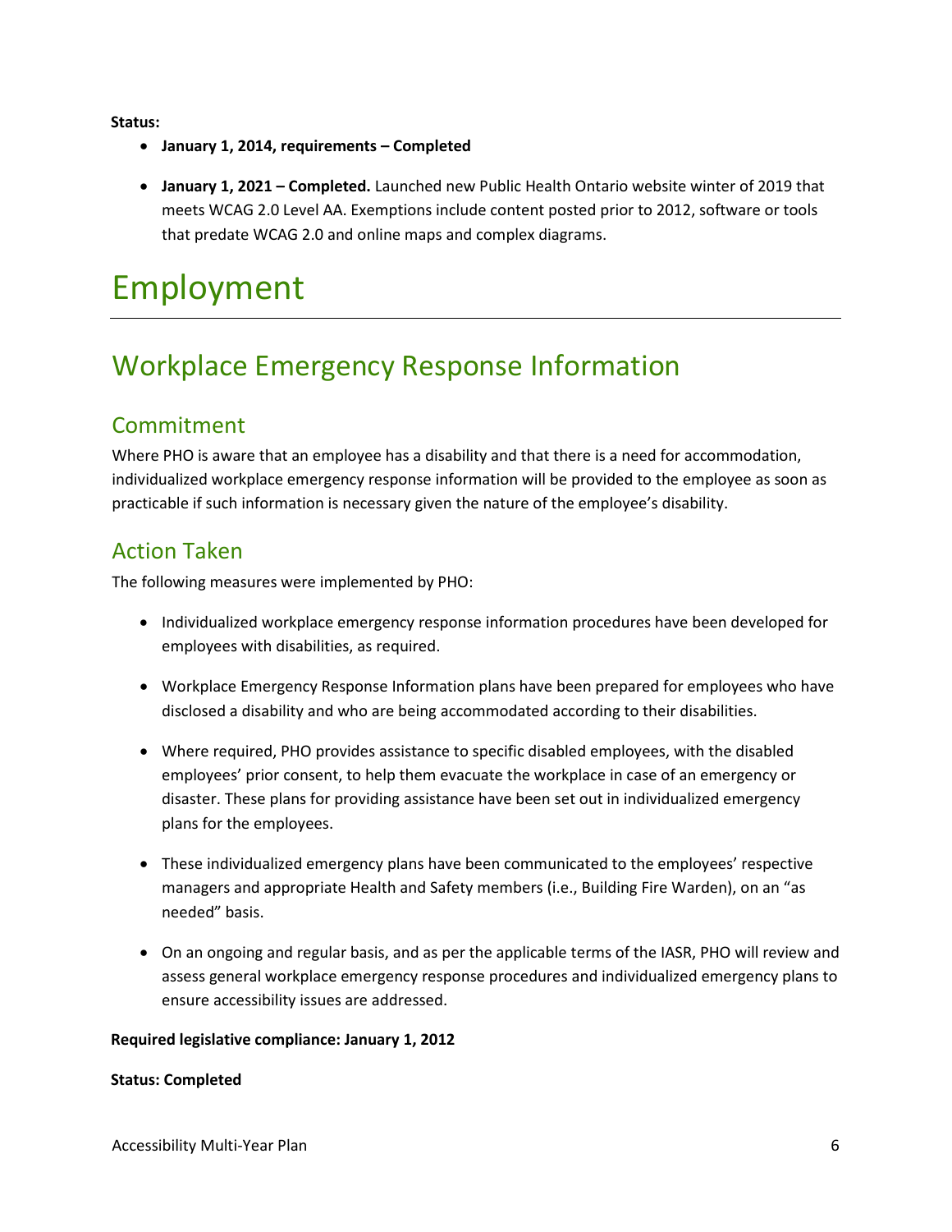**Status:**

- **January 1, 2014, requirements – Completed**
- **January 1, 2021 – Completed.** Launched new Public Health Ontario website winter of 2019 that meets WCAG 2.0 Level AA. Exemptions include content posted prior to 2012, software or tools that predate WCAG 2.0 and online maps and complex diagrams.

# Employment

## Workplace Emergency Response Information

### Commitment

Where PHO is aware that an employee has a disability and that there is a need for accommodation, individualized workplace emergency response information will be provided to the employee as soon as practicable if such information is necessary given the nature of the employee's disability.

### Action Taken

The following measures were implemented by PHO:

- Individualized workplace emergency response information procedures have been developed for employees with disabilities, as required.
- Workplace Emergency Response Information plans have been prepared for employees who have disclosed a disability and who are being accommodated according to their disabilities.
- Where required, PHO provides assistance to specific disabled employees, with the disabled employees' prior consent, to help them evacuate the workplace in case of an emergency or disaster. These plans for providing assistance have been set out in individualized emergency plans for the employees.
- These individualized emergency plans have been communicated to the employees' respective managers and appropriate Health and Safety members (i.e., Building Fire Warden), on an "as needed" basis.
- On an ongoing and regular basis, and as per the applicable terms of the IASR, PHO will review and assess general workplace emergency response procedures and individualized emergency plans to ensure accessibility issues are addressed.

**Required legislative compliance: January 1, 2012**

**Status: Completed**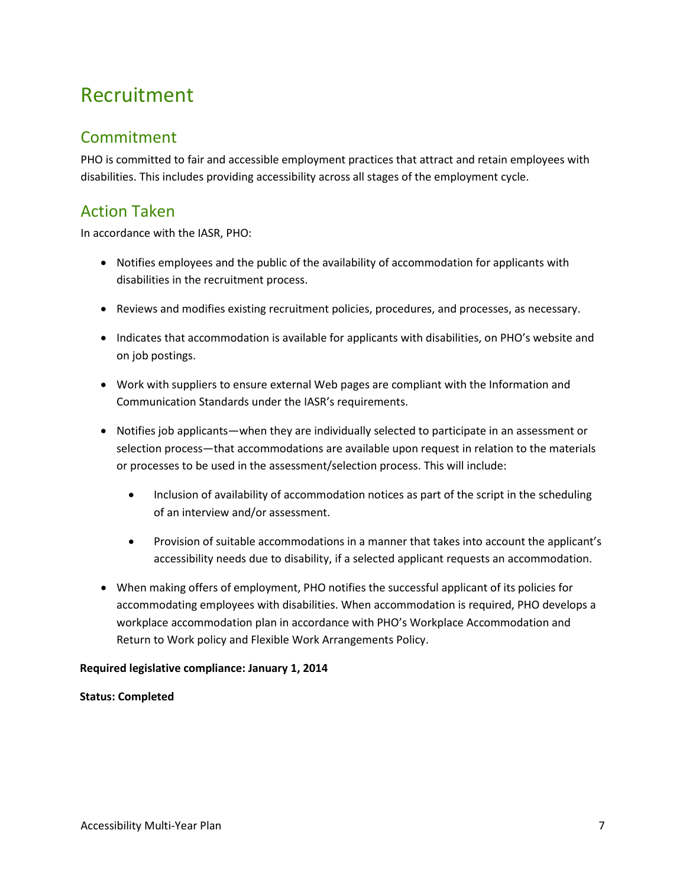# Recruitment

## Commitment

PHO is committed to fair and accessible employment practices that attract and retain employees with disabilities. This includes providing accessibility across all stages of the employment cycle.

## Action Taken

In accordance with the IASR, PHO:

- Notifies employees and the public of the availability of accommodation for applicants with disabilities in the recruitment process.
- Reviews and modifies existing recruitment policies, procedures, and processes, as necessary.
- Indicates that accommodation is available for applicants with disabilities, on PHO's website and on job postings.
- Work with suppliers to ensure external Web pages are compliant with the Information and Communication Standards under the IASR's requirements.
- Notifies job applicants—when they are individually selected to participate in an assessment or selection process—that accommodations are available upon request in relation to the materials or processes to be used in the assessment/selection process. This will include:
    - Inclusion of availability of accommodation notices as part of the script in the scheduling of an interview and/or assessment.
    - Provision of suitable accommodations in a manner that takes into account the applicant's accessibility needs due to disability, if a selected applicant requests an accommodation.
- When making offers of employment, PHO notifies the successful applicant of its policies for accommodating employees with disabilities. When accommodation is required, PHO develops a workplace accommodation plan in accordance with PHO's Workplace Accommodation and Return to Work policy and Flexible Work Arrangements Policy.

**Required legislative compliance: January 1, 2014**

**Status: Completed**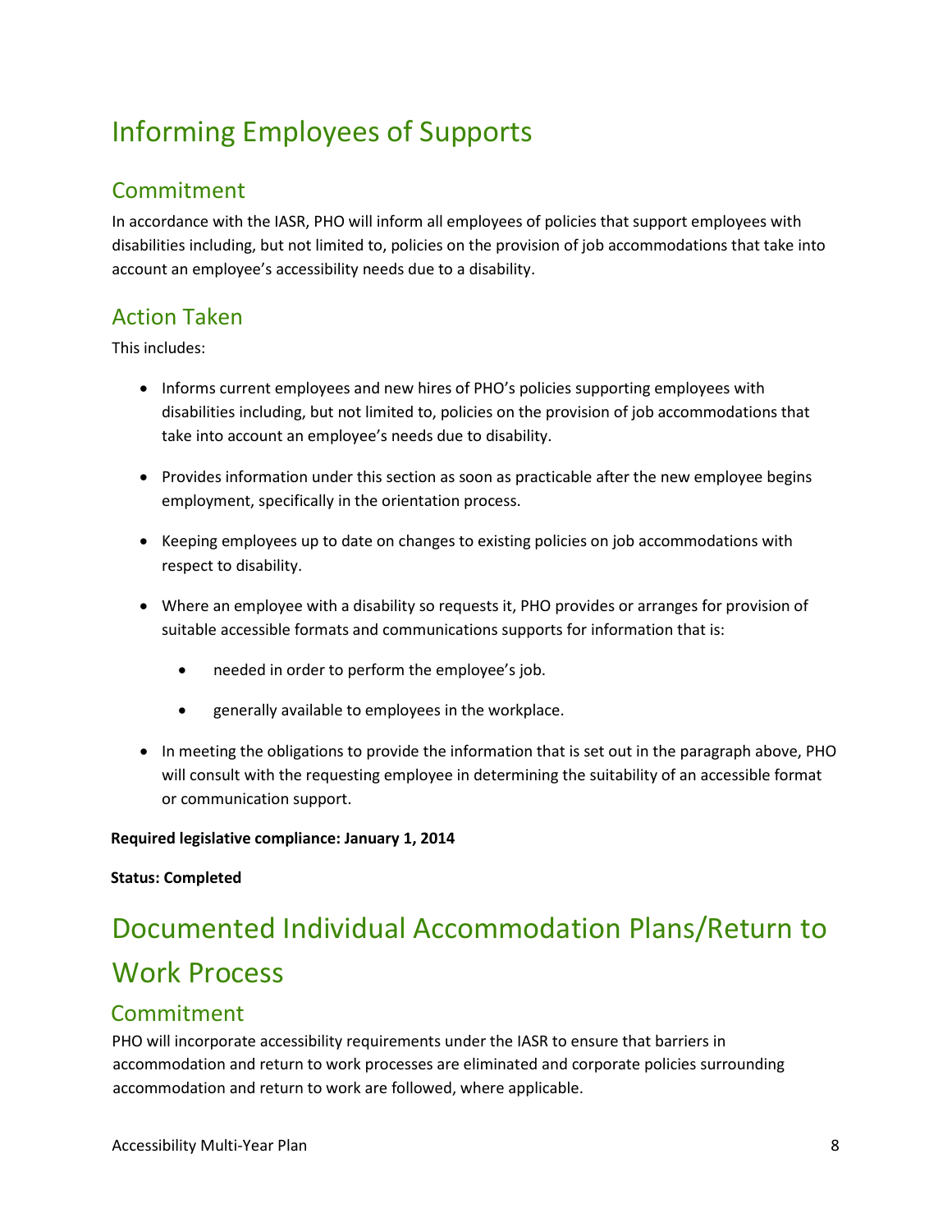# Informing Employees of Supports

## Commitment

In accordance with the IASR, PHO will inform all employees of policies that support employees with disabilities including, but not limited to, policies on the provision of job accommodations that take into account an employee's accessibility needs due to a disability.

## Action Taken

This includes:

- Informs current employees and new hires of PHO's policies supporting employees with disabilities including, but not limited to, policies on the provision of job accommodations that take into account an employee's needs due to disability.
- Provides information under this section as soon as practicable after the new employee begins employment, specifically in the orientation process.
- Keeping employees up to date on changes to existing policies on job accommodations with respect to disability.
- Where an employee with a disability so requests it, PHO provides or arranges for provision of suitable accessible formats and communications supports for information that is:
  - needed in order to perform the employee's job.
  - generally available to employees in the workplace.
- In meeting the obligations to provide the information that is set out in the paragraph above, PHO will consult with the requesting employee in determining the suitability of an accessible format or communication support.

**Required legislative compliance: January 1, 2014**

**Status: Completed**

# Documented Individual Accommodation Plans/Return to Work Process

## Commitment

PHO will incorporate accessibility requirements under the IASR to ensure that barriers in accommodation and return to work processes are eliminated and corporate policies surrounding accommodation and return to work are followed, where applicable.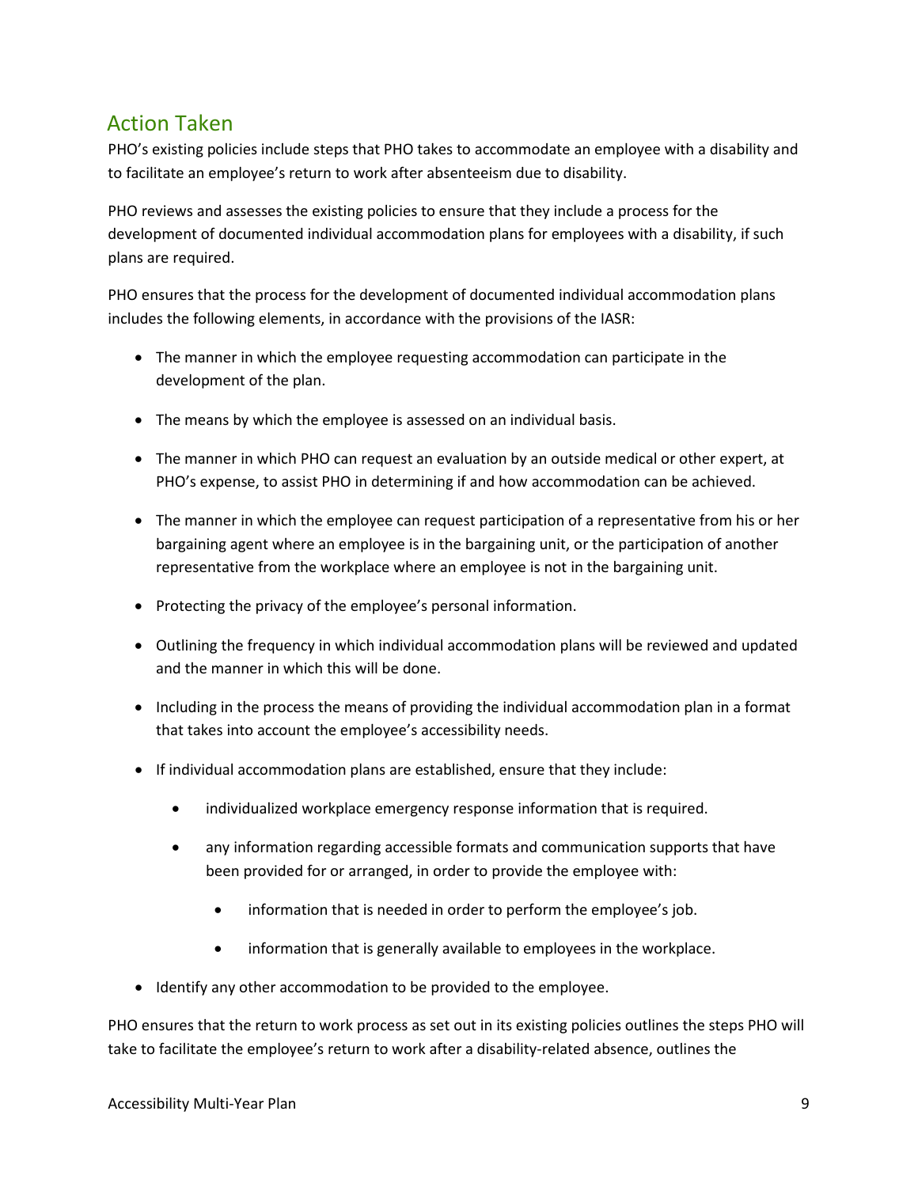## Action Taken

PHO's existing policies include steps that PHO takes to accommodate an employee with a disability and to facilitate an employee's return to work after absenteeism due to disability.

PHO reviews and assesses the existing policies to ensure that they include a process for the development of documented individual accommodation plans for employees with a disability, if such plans are required.

PHO ensures that the process for the development of documented individual accommodation plans includes the following elements, in accordance with the provisions of the IASR:

- The manner in which the employee requesting accommodation can participate in the development of the plan.
- The means by which the employee is assessed on an individual basis.
- The manner in which PHO can request an evaluation by an outside medical or other expert, at PHO's expense, to assist PHO in determining if and how accommodation can be achieved.
- The manner in which the employee can request participation of a representative from his or her bargaining agent where an employee is in the bargaining unit, or the participation of another representative from the workplace where an employee is not in the bargaining unit.
- Protecting the privacy of the employee's personal information.
- Outlining the frequency in which individual accommodation plans will be reviewed and updated and the manner in which this will be done.
- Including in the process the means of providing the individual accommodation plan in a format that takes into account the employee's accessibility needs.
- If individual accommodation plans are established, ensure that they include:
    - individualized workplace emergency response information that is required.
    - any information regarding accessible formats and communication supports that have been provided for or arranged, in order to provide the employee with:
        - information that is needed in order to perform the employee's job.
        - information that is generally available to employees in the workplace.
- Identify any other accommodation to be provided to the employee.

PHO ensures that the return to work process as set out in its existing policies outlines the steps PHO will take to facilitate the employee's return to work after a disability-related absence, outlines the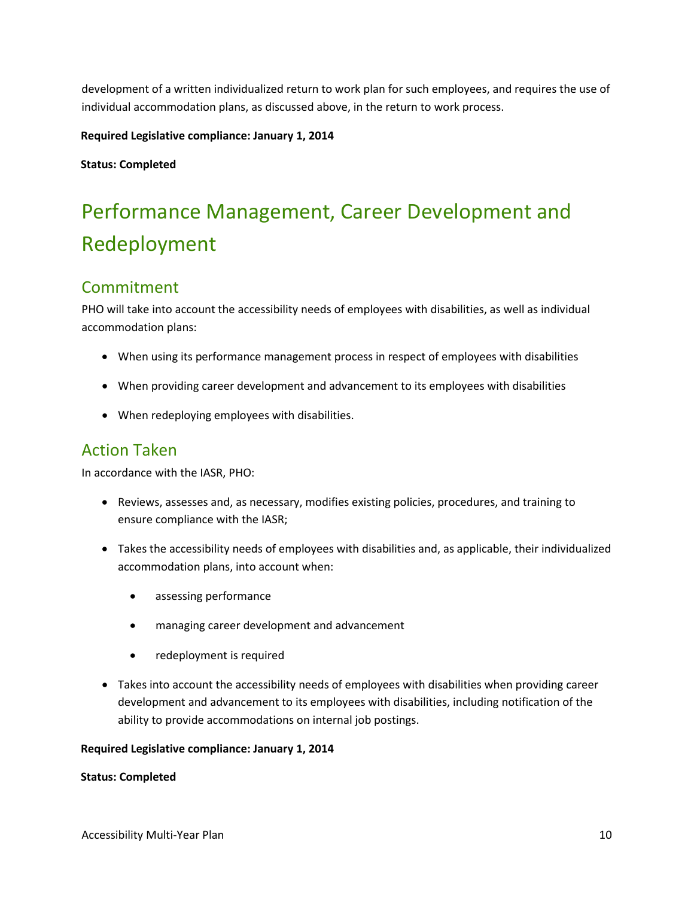development of a written individualized return to work plan for such employees, and requires the use of individual accommodation plans, as discussed above, in the return to work process.

**Required Legislative compliance: January 1, 2014**

**Status: Completed**

# Performance Management, Career Development and Redeployment

## Commitment

PHO will take into account the accessibility needs of employees with disabilities, as well as individual accommodation plans:

- When using its performance management process in respect of employees with disabilities
- When providing career development and advancement to its employees with disabilities
- When redeploying employees with disabilities.

## Action Taken

In accordance with the IASR, PHO:

- Reviews, assesses and, as necessary, modifies existing policies, procedures, and training to ensure compliance with the IASR;
- Takes the accessibility needs of employees with disabilities and, as applicable, their individualized accommodation plans, into account when:
    - assessing performance
    - managing career development and advancement
    - redeployment is required
- Takes into account the accessibility needs of employees with disabilities when providing career development and advancement to its employees with disabilities, including notification of the ability to provide accommodations on internal job postings.

**Required Legislative compliance: January 1, 2014**

**Status: Completed**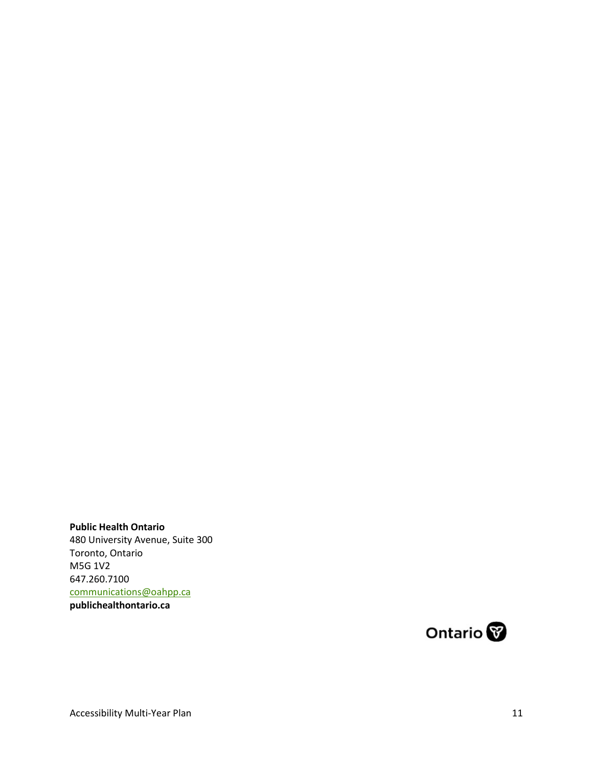**Public Health Ontario**
480 University Avenue, Suite 300
Toronto, Ontario
M5G 1V2
647.260.7100
communications@oahpp.ca
**publichealthontario.ca**

Ontario